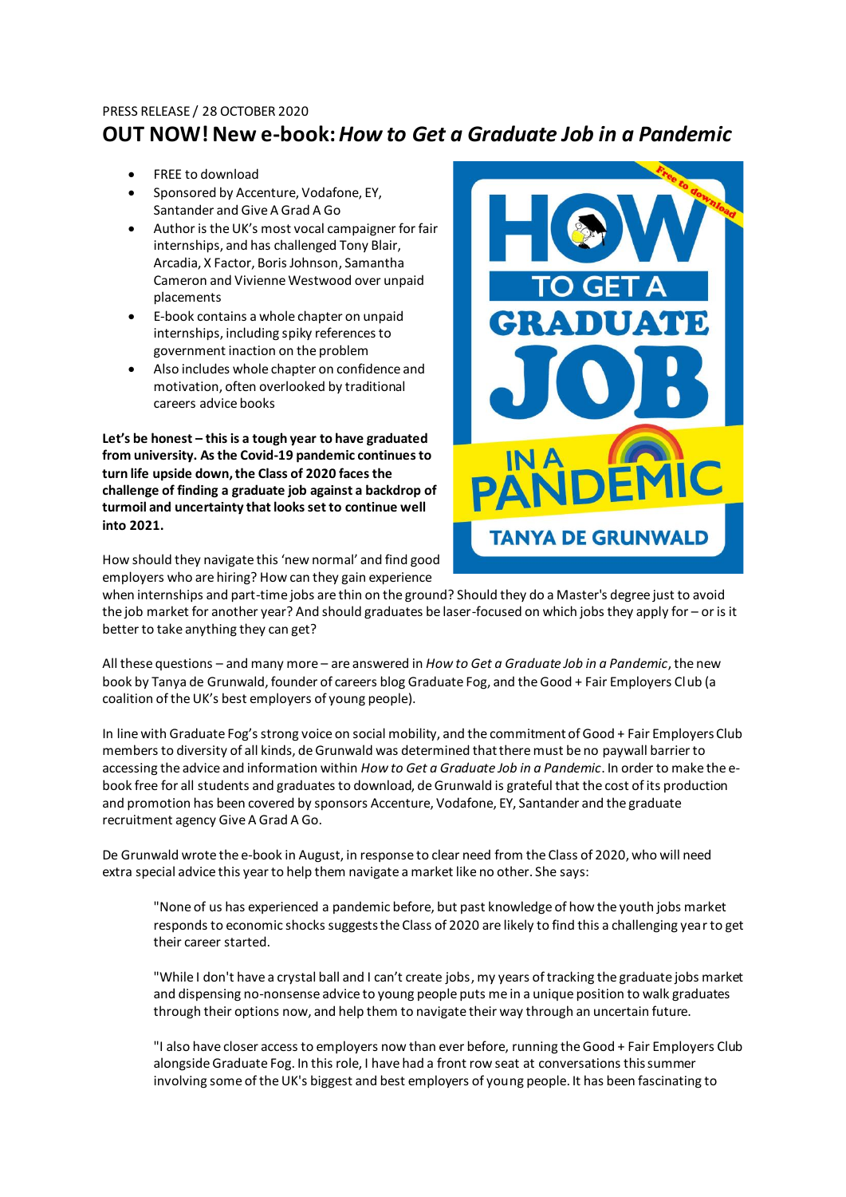PRESS RELEASE / 28 OCTOBER 2020

# OUT NOW! New e-book: *How to Get a Graduate Job in a Pandemic*

- FREE to download
- Sponsored by Accenture, Vodafone, EY, Santander and Give A Grad A Go
- Author is the UK's most vocal campaigner for fair internships, and has challenged Tony Blair, Arcadia, X Factor, Boris Johnson, Samantha Cameron and Vivienne Westwood over unpaid placements
- E-book contains a whole chapter on unpaid internships, including spiky references to government inaction on the problem
- Also includes whole chapter on confidence and motivation, often overlooked by traditional careers advice books

**Let's be honest – this is a tough year to have graduated from university. As the Covid-19 pandemic continues to turn life upside down, the Class of 2020 faces the challenge of finding a graduate job against a backdrop of turmoil and uncertainty that looks set to continue well into 2021.**

How should they navigate this 'new normal' and find good employers who are hiring? How can they gain experience when internships and part-time jobs are thin on the ground? Should they do a Master's degree just to avoid the job market for another year? And should graduates be laser-focused on which jobs they apply for – or is it better to take anything they can get?

All these questions – and many more – are answered in *How to Get a Graduate Job in a Pandemic*, the new book by Tanya de Grunwald, founder of careers blog Graduate Fog, and the Good + Fair Employers Club (a coalition of the UK's best employers of young people).

In line with Graduate Fog's strong voice on social mobility, and the commitment of Good + Fair Employers Club members to diversity of all kinds, de Grunwald was determined that there must be no paywall barrier to accessing the advice and information within *How to Get a Graduate Job in a Pandemic*. In order to make the e-book free for all students and graduates to download, de Grunwald is grateful that the cost of its production and promotion has been covered by sponsors Accenture, Vodafone, EY, Santander and the graduate recruitment agency Give A Grad A Go.

De Grunwald wrote the e-book in August, in response to clear need from the Class of 2020, who will need extra special advice this year to help them navigate a market like no other. She says:

> "None of us has experienced a pandemic before, but past knowledge of how the youth jobs market responds to economic shocks suggests the Class of 2020 are likely to find this a challenging year to get their career started.
>
> "While I don't have a crystal ball and I can't create jobs, my years of tracking the graduate jobs market and dispensing no-nonsense advice to young people puts me in a unique position to walk graduates through their options now, and help them to navigate their way through an uncertain future.
>
> "I also have closer access to employers now than ever before, running the Good + Fair Employers Club alongside Graduate Fog. In this role, I have had a front row seat at conversations this summer involving some of the UK's biggest and best employers of young people. It has been fascinating to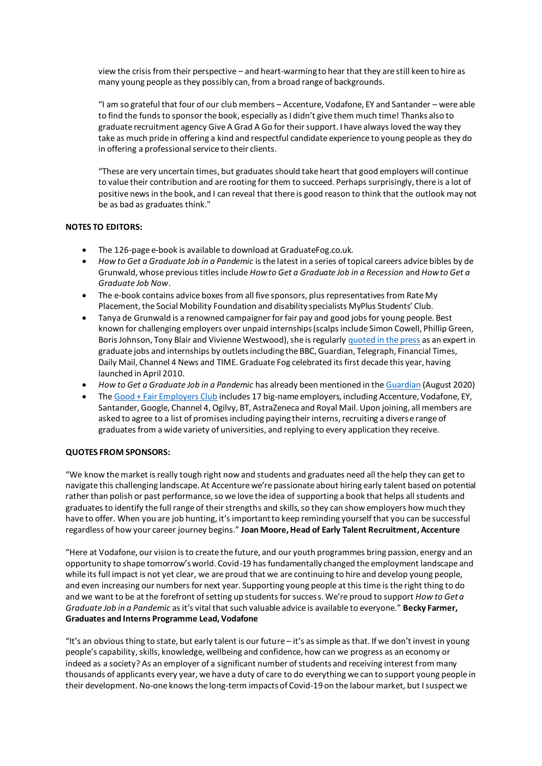view the crisis from their perspective – and heart-warming to hear that they are still keen to hire as many young people as they possibly can, from a broad range of backgrounds.

"I am so grateful that four of our club members – Accenture, Vodafone, EY and Santander – were able to find the funds to sponsor the book, especially as I didn't give them much time! Thanks also to graduate recruitment agency Give A Grad A Go for their support. I have always loved the way they take as much pride in offering a kind and respectful candidate experience to young people as they do in offering a professional service to their clients.

"These are very uncertain times, but graduates should take heart that good employers will continue to value their contribution and are rooting for them to succeed. Perhaps surprisingly, there is a lot of positive news in the book, and I can reveal that there is good reason to think that the outlook may not be as bad as graduates think."

**NOTES TO EDITORS:**

- The 126-page e-book is available to download at GraduateFog.co.uk.
- *How to Get a Graduate Job in a Pandemic* is the latest in a series of topical careers advice bibles by de Grunwald, whose previous titles include *How to Get a Graduate Job in a Recession* and *How to Get a Graduate Job Now*.
- The e-book contains advice boxes from all five sponsors, plus representatives from Rate My Placement, the Social Mobility Foundation and disability specialists MyPlus Students' Club.
- Tanya de Grunwald is a renowned campaigner for fair pay and good jobs for young people. Best known for challenging employers over unpaid internships (scalps include Simon Cowell, Phillip Green, Boris Johnson, Tony Blair and Vivienne Westwood), she is regularly [quoted in the press]() as an expert in graduate jobs and internships by outlets including the BBC, Guardian, Telegraph, Financial Times, Daily Mail, Channel 4 News and TIME. Graduate Fog celebrated its first decade this year, having launched in April 2010.
- *How to Get a Graduate Job in a Pandemic* has already been mentioned in the [Guardian]() (August 2020)
- The [Good + Fair Employers Club]() includes 17 big-name employers, including Accenture, Vodafone, EY, Santander, Google, Channel 4, Ogilvy, BT, AstraZeneca and Royal Mail. Upon joining, all members are asked to agree to a list of promises including paying their interns, recruiting a diverse range of graduates from a wide variety of universities, and replying to every application they receive.

**QUOTES FROM SPONSORS:**

"We know the market is really tough right now and students and graduates need all the help they can get to navigate this challenging landscape. At Accenture we're passionate about hiring early talent based on potential rather than polish or past performance, so we love the idea of supporting a book that helps all students and graduates to identify the full range of their strengths and skills, so they can show employers how much they have to offer. When you are job hunting, it's important to keep reminding yourself that you can be successful regardless of how your career journey begins." **Joan Moore, Head of Early Talent Recruitment, Accenture**

"Here at Vodafone, our vision is to create the future, and our youth programmes bring passion, energy and an opportunity to shape tomorrow's world. Covid-19 has fundamentally changed the employment landscape and while its full impact is not yet clear, we are proud that we are continuing to hire and develop young people, and even increasing our numbers for next year. Supporting young people at this time is the right thing to do and we want to be at the forefront of setting up students for success. We're proud to support *How to Get a Graduate Job in a Pandemic* as it's vital that such valuable advice is available to everyone." **Becky Farmer, Graduates and Interns Programme Lead, Vodafone**

"It's an obvious thing to state, but early talent is our future – it's as simple as that. If we don't invest in young people's capability, skills, knowledge, wellbeing and confidence, how can we progress as an economy or indeed as a society? As an employer of a significant number of students and receiving interest from many thousands of applicants every year, we have a duty of care to do everything we can to support young people in their development. No-one knows the long-term impacts of Covid-19 on the labour market, but I suspect we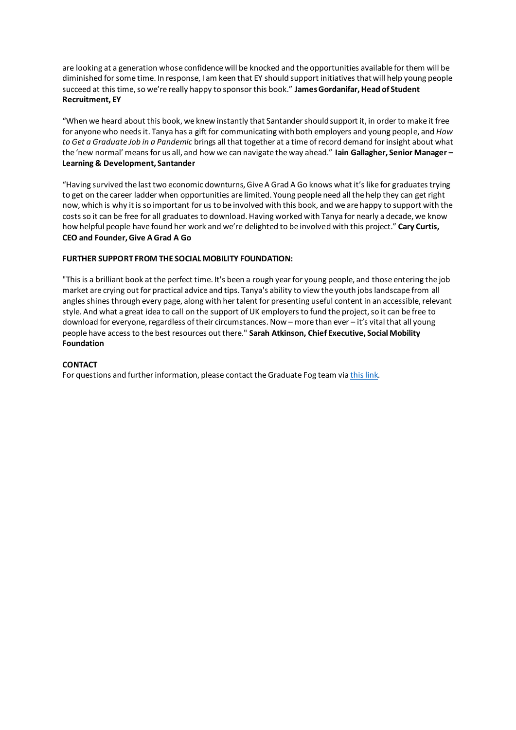are looking at a generation whose confidence will be knocked and the opportunities available for them will be diminished for some time. In response, I am keen that EY should support initiatives that will help young people succeed at this time, so we're really happy to sponsor this book." **James Gordanifar, Head of Student Recruitment, EY**

"When we heard about this book, we knew instantly that Santander should support it, in order to make it free for anyone who needs it. Tanya has a gift for communicating with both employers and young people, and *How to Get a Graduate Job in a Pandemic* brings all that together at a time of record demand for insight about what the 'new normal' means for us all, and how we can navigate the way ahead." **Iain Gallagher, Senior Manager – Learning & Development, Santander**

"Having survived the last two economic downturns, Give A Grad A Go knows what it's like for graduates trying to get on the career ladder when opportunities are limited. Young people need all the help they can get right now, which is why it is so important for us to be involved with this book, and we are happy to support with the costs so it can be free for all graduates to download. Having worked with Tanya for nearly a decade, we know how helpful people have found her work and we're delighted to be involved with this project." **Cary Curtis, CEO and Founder, Give A Grad A Go**

**FURTHER SUPPORT FROM THE SOCIAL MOBILITY FOUNDATION:**

"This is a brilliant book at the perfect time. It's been a rough year for young people, and those entering the job market are crying out for practical advice and tips. Tanya's ability to view the youth jobs landscape from all angles shines through every page, along with her talent for presenting useful content in an accessible, relevant style. And what a great idea to call on the support of UK employers to fund the project, so it can be free to download for everyone, regardless of their circumstances. Now – more than ever – it's vital that all young people have access to the best resources out there." **Sarah Atkinson, Chief Executive, Social Mobility Foundation**

**CONTACT**

For questions and further information, please contact the Graduate Fog team via this link.